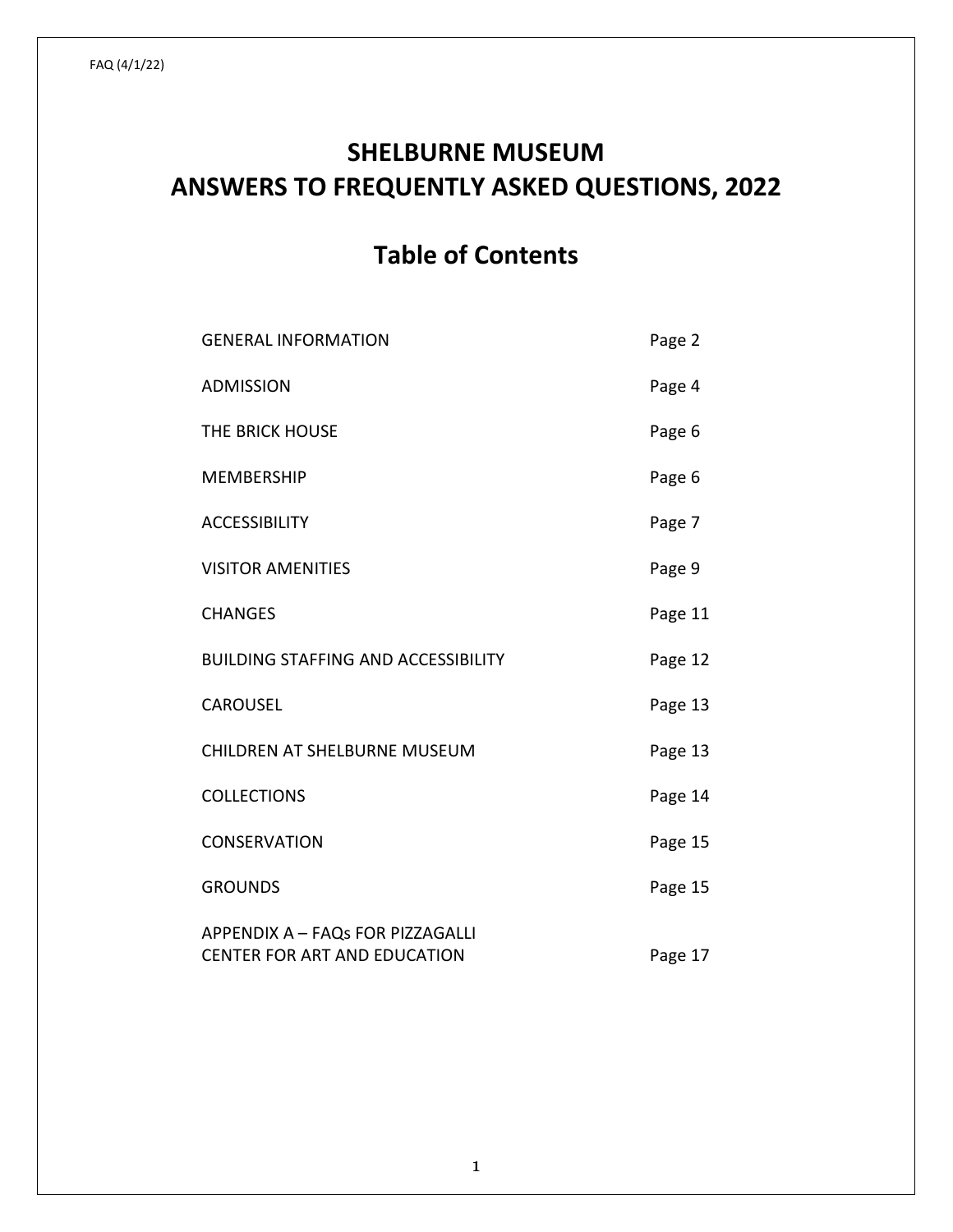FAQ (4/1/22)

# SHELBURNE MUSEUM
# ANSWERS TO FREQUENTLY ASKED QUESTIONS, 2022

## Table of Contents

| | |
|---|---|
| GENERAL INFORMATION | Page 2 |
| ADMISSION | Page 4 |
| THE BRICK HOUSE | Page 6 |
| MEMBERSHIP | Page 6 |
| ACCESSIBILITY | Page 7 |
| VISITOR AMENITIES | Page 9 |
| CHANGES | Page 11 |
| BUILDING STAFFING AND ACCESSIBILITY | Page 12 |
| CAROUSEL | Page 13 |
| CHILDREN AT SHELBURNE MUSEUM | Page 13 |
| COLLECTIONS | Page 14 |
| CONSERVATION | Page 15 |
| GROUNDS | Page 15 |
| APPENDIX A – FAQs FOR PIZZAGALLI CENTER FOR ART AND EDUCATION | Page 17 |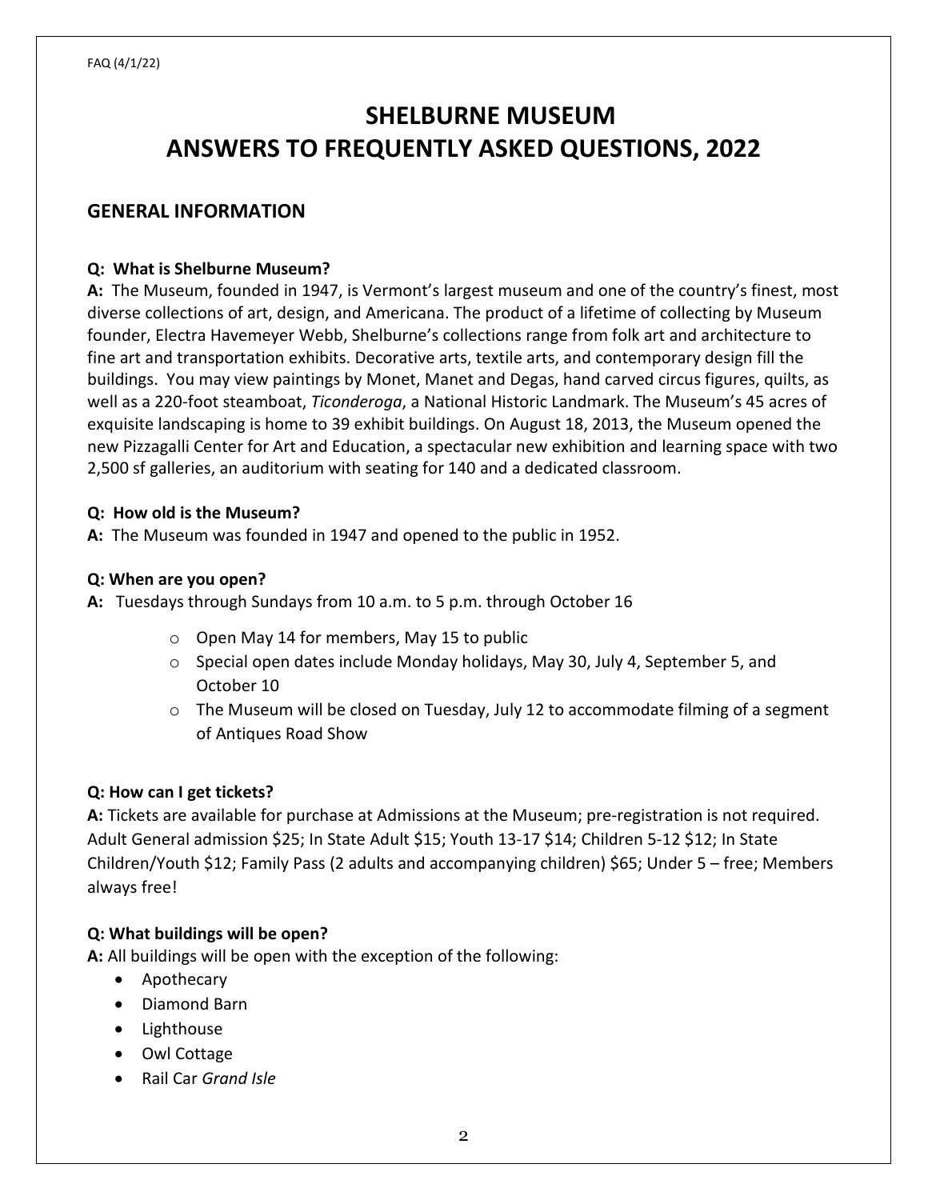# SHELBURNE MUSEUM
# ANSWERS TO FREQUENTLY ASKED QUESTIONS, 2022

## GENERAL INFORMATION

**Q: What is Shelburne Museum?**
**A:** The Museum, founded in 1947, is Vermont's largest museum and one of the country's finest, most diverse collections of art, design, and Americana. The product of a lifetime of collecting by Museum founder, Electra Havemeyer Webb, Shelburne's collections range from folk art and architecture to fine art and transportation exhibits. Decorative arts, textile arts, and contemporary design fill the buildings. You may view paintings by Monet, Manet and Degas, hand carved circus figures, quilts, as well as a 220-foot steamboat, *Ticonderoga*, a National Historic Landmark. The Museum's 45 acres of exquisite landscaping is home to 39 exhibit buildings. On August 18, 2013, the Museum opened the new Pizzagalli Center for Art and Education, a spectacular new exhibition and learning space with two 2,500 sf galleries, an auditorium with seating for 140 and a dedicated classroom.

**Q: How old is the Museum?**
**A:** The Museum was founded in 1947 and opened to the public in 1952.

**Q: When are you open?**
**A:** Tuesdays through Sundays from 10 a.m. to 5 p.m. through October 16

- Open May 14 for members, May 15 to public
- Special open dates include Monday holidays, May 30, July 4, September 5, and October 10
- The Museum will be closed on Tuesday, July 12 to accommodate filming of a segment of Antiques Road Show

**Q: How can I get tickets?**
**A:** Tickets are available for purchase at Admissions at the Museum; pre-registration is not required. Adult General admission $25; In State Adult $15; Youth 13-17 $14; Children 5-12 $12; In State Children/Youth $12; Family Pass (2 adults and accompanying children) $65; Under 5 – free; Members always free!

**Q: What buildings will be open?**
**A:** All buildings will be open with the exception of the following:

- Apothecary
- Diamond Barn
- Lighthouse
- Owl Cottage
- Rail Car *Grand Isle*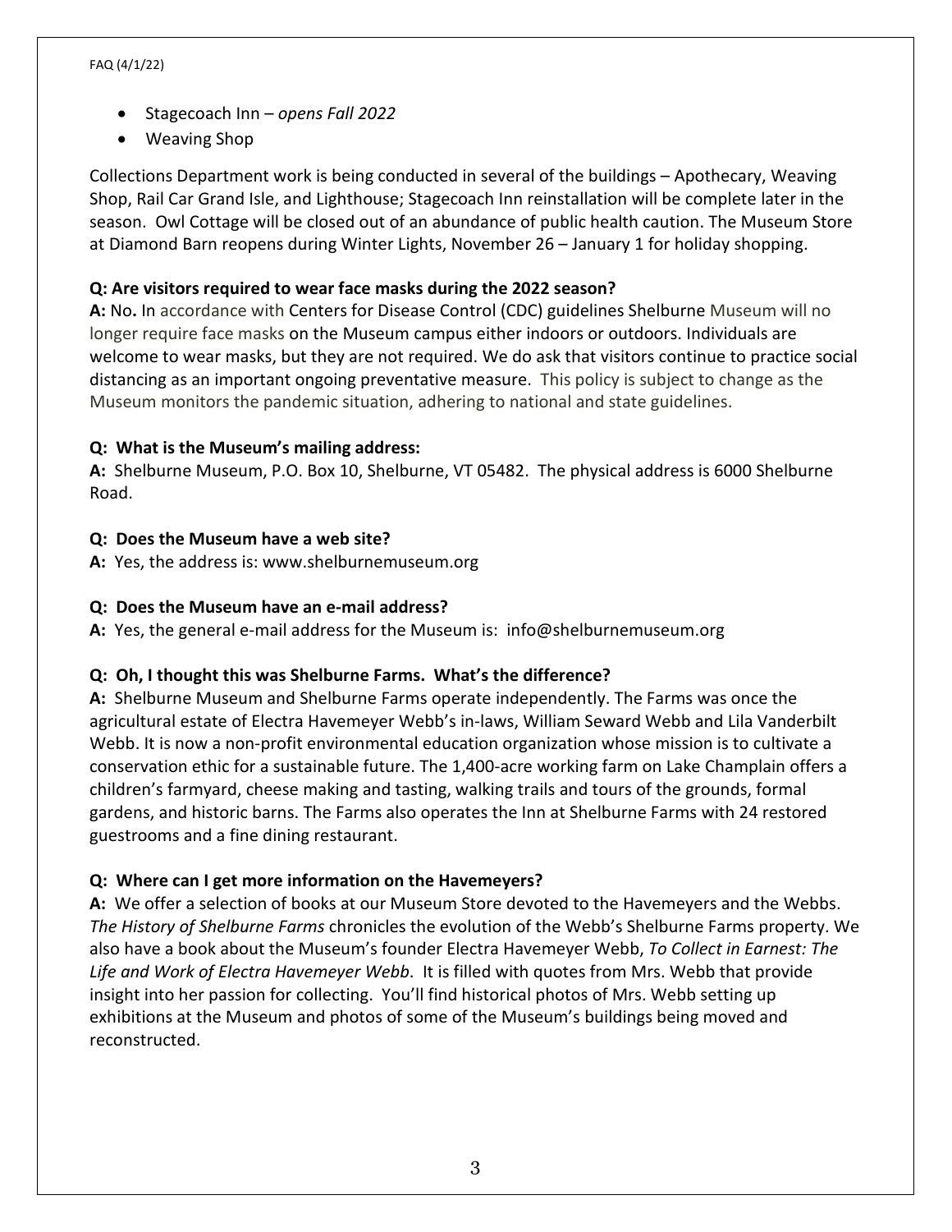- Stagecoach Inn – *opens Fall 2022*
- Weaving Shop

Collections Department work is being conducted in several of the buildings – Apothecary, Weaving Shop, Rail Car Grand Isle, and Lighthouse; Stagecoach Inn reinstallation will be complete later in the season. Owl Cottage will be closed out of an abundance of public health caution. The Museum Store at Diamond Barn reopens during Winter Lights, November 26 – January 1 for holiday shopping.

**Q: Are visitors required to wear face masks during the 2022 season?**
**A:** No**.** In accordance with Centers for Disease Control (CDC) guidelines Shelburne Museum will no longer require face masks on the Museum campus either indoors or outdoors. Individuals are welcome to wear masks, but they are not required. We do ask that visitors continue to practice social distancing as an important ongoing preventative measure. This policy is subject to change as the Museum monitors the pandemic situation, adhering to national and state guidelines.

**Q: What is the Museum's mailing address:**
**A:** Shelburne Museum, P.O. Box 10, Shelburne, VT 05482. The physical address is 6000 Shelburne Road.

**Q: Does the Museum have a web site?**
**A:** Yes, the address is: www.shelburnemuseum.org

**Q: Does the Museum have an e-mail address?**
**A:** Yes, the general e-mail address for the Museum is: info@shelburnemuseum.org

**Q: Oh, I thought this was Shelburne Farms. What's the difference?**
**A:** Shelburne Museum and Shelburne Farms operate independently. The Farms was once the agricultural estate of Electra Havemeyer Webb's in-laws, William Seward Webb and Lila Vanderbilt Webb. It is now a non-profit environmental education organization whose mission is to cultivate a conservation ethic for a sustainable future. The 1,400-acre working farm on Lake Champlain offers a children's farmyard, cheese making and tasting, walking trails and tours of the grounds, formal gardens, and historic barns. The Farms also operates the Inn at Shelburne Farms with 24 restored guestrooms and a fine dining restaurant.

**Q: Where can I get more information on the Havemeyers?**
**A:** We offer a selection of books at our Museum Store devoted to the Havemeyers and the Webbs. *The History of Shelburne Farms* chronicles the evolution of the Webb's Shelburne Farms property. We also have a book about the Museum's founder Electra Havemeyer Webb, *To Collect in Earnest: The Life and Work of Electra Havemeyer Webb*. It is filled with quotes from Mrs. Webb that provide insight into her passion for collecting. You'll find historical photos of Mrs. Webb setting up exhibitions at the Museum and photos of some of the Museum's buildings being moved and reconstructed.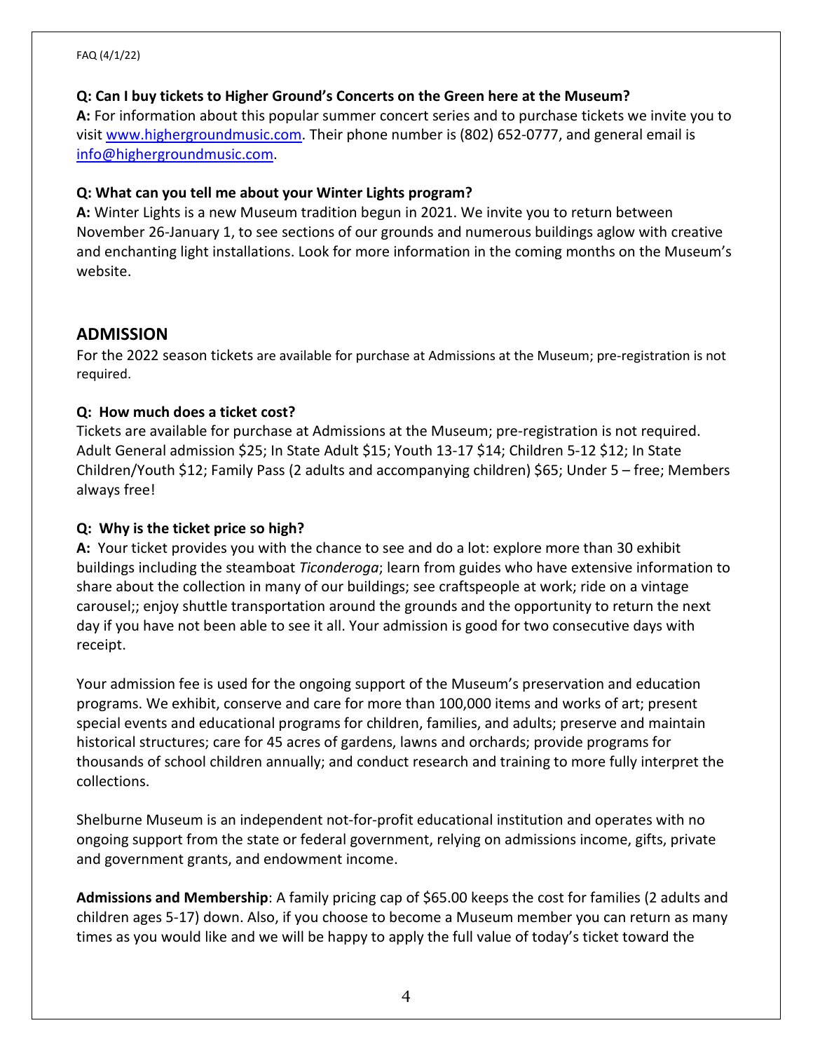FAQ (4/1/22)

**Q: Can I buy tickets to Higher Ground's Concerts on the Green here at the Museum?**
**A:** For information about this popular summer concert series and to purchase tickets we invite you to visit [www.highergroundmusic.com](http://www.highergroundmusic.com). Their phone number is (802) 652-0777, and general email is [info@highergroundmusic.com](mailto:info@highergroundmusic.com).

**Q: What can you tell me about your Winter Lights program?**
**A:** Winter Lights is a new Museum tradition begun in 2021. We invite you to return between November 26-January 1, to see sections of our grounds and numerous buildings aglow with creative and enchanting light installations. Look for more information in the coming months on the Museum's website.

## ADMISSION

For the 2022 season tickets are available for purchase at Admissions at the Museum; pre-registration is not required.

**Q: How much does a ticket cost?**
Tickets are available for purchase at Admissions at the Museum; pre-registration is not required. Adult General admission $25; In State Adult $15; Youth 13-17 $14; Children 5-12 $12; In State Children/Youth $12; Family Pass (2 adults and accompanying children) $65; Under 5 – free; Members always free!

**Q: Why is the ticket price so high?**
**A:** Your ticket provides you with the chance to see and do a lot: explore more than 30 exhibit buildings including the steamboat *Ticonderoga*; learn from guides who have extensive information to share about the collection in many of our buildings; see craftspeople at work; ride on a vintage carousel;; enjoy shuttle transportation around the grounds and the opportunity to return the next day if you have not been able to see it all. Your admission is good for two consecutive days with receipt.

Your admission fee is used for the ongoing support of the Museum's preservation and education programs. We exhibit, conserve and care for more than 100,000 items and works of art; present special events and educational programs for children, families, and adults; preserve and maintain historical structures; care for 45 acres of gardens, lawns and orchards; provide programs for thousands of school children annually; and conduct research and training to more fully interpret the collections.

Shelburne Museum is an independent not-for-profit educational institution and operates with no ongoing support from the state or federal government, relying on admissions income, gifts, private and government grants, and endowment income.

**Admissions and Membership**: A family pricing cap of $65.00 keeps the cost for families (2 adults and children ages 5-17) down. Also, if you choose to become a Museum member you can return as many times as you would like and we will be happy to apply the full value of today's ticket toward the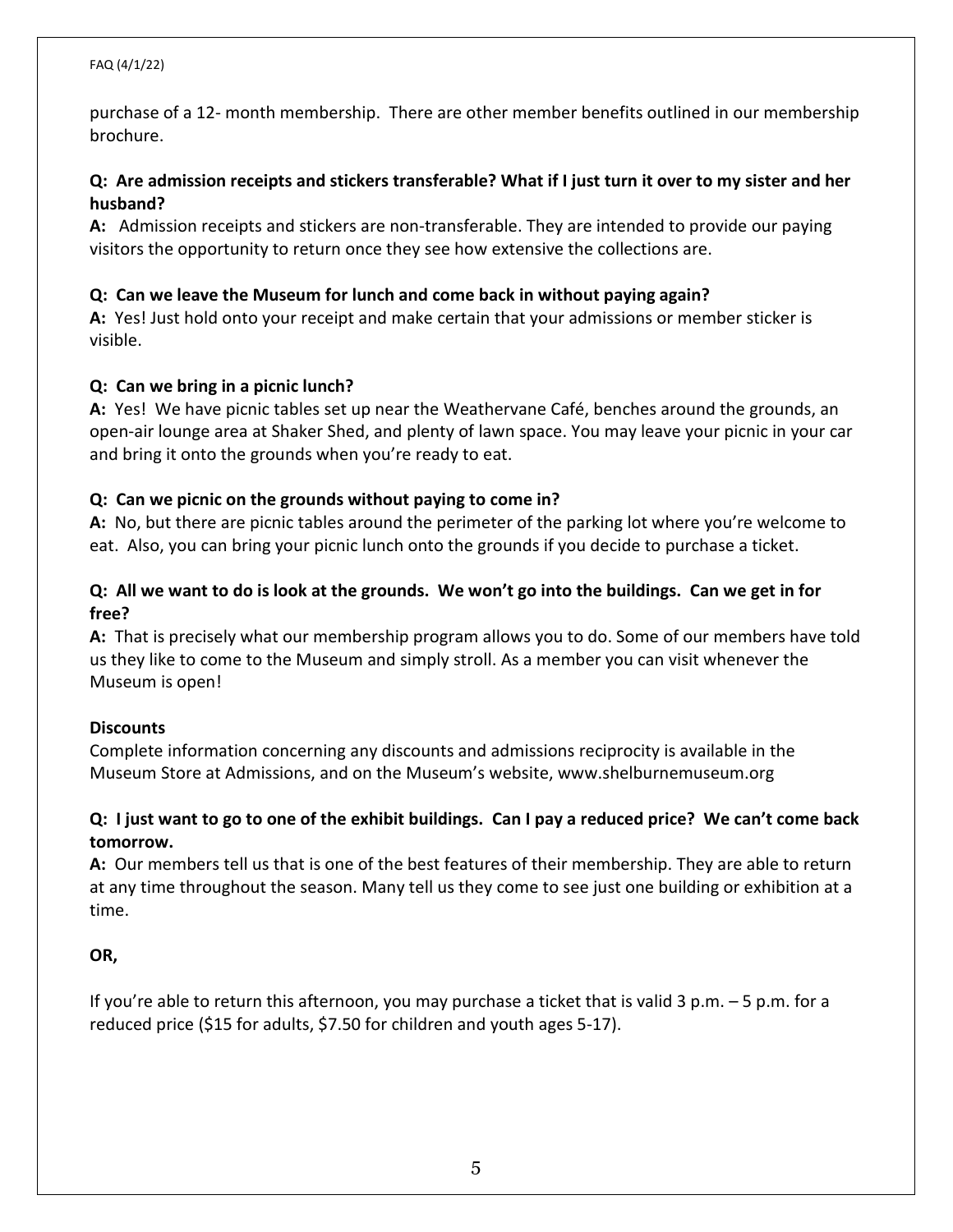purchase of a 12- month membership.  There are other member benefits outlined in our membership brochure.

**Q:  Are admission receipts and stickers transferable? What if I just turn it over to my sister and her husband?**
**A:**  Admission receipts and stickers are non-transferable. They are intended to provide our paying visitors the opportunity to return once they see how extensive the collections are.

**Q:  Can we leave the Museum for lunch and come back in without paying again?**
**A:** Yes! Just hold onto your receipt and make certain that your admissions or member sticker is visible.

**Q:  Can we bring in a picnic lunch?**
**A:** Yes!  We have picnic tables set up near the Weathervane Café, benches around the grounds, an open-air lounge area at Shaker Shed, and plenty of lawn space. You may leave your picnic in your car and bring it onto the grounds when you're ready to eat.

**Q:  Can we picnic on the grounds without paying to come in?**
**A:** No, but there are picnic tables around the perimeter of the parking lot where you're welcome to eat.  Also, you can bring your picnic lunch onto the grounds if you decide to purchase a ticket.

**Q:  All we want to do is look at the grounds.  We won't go into the buildings.  Can we get in for free?**
**A:**  That is precisely what our membership program allows you to do. Some of our members have told us they like to come to the Museum and simply stroll. As a member you can visit whenever the Museum is open!

**Discounts**

Complete information concerning any discounts and admissions reciprocity is available in the Museum Store at Admissions, and on the Museum's website, www.shelburnemuseum.org

**Q:  I just want to go to one of the exhibit buildings.  Can I pay a reduced price?  We can't come back tomorrow.**
**A:**  Our members tell us that is one of the best features of their membership. They are able to return at any time throughout the season. Many tell us they come to see just one building or exhibition at a time.

**OR,**

If you're able to return this afternoon, you may purchase a ticket that is valid 3 p.m. – 5 p.m. for a reduced price ($15 for adults, $7.50 for children and youth ages 5-17).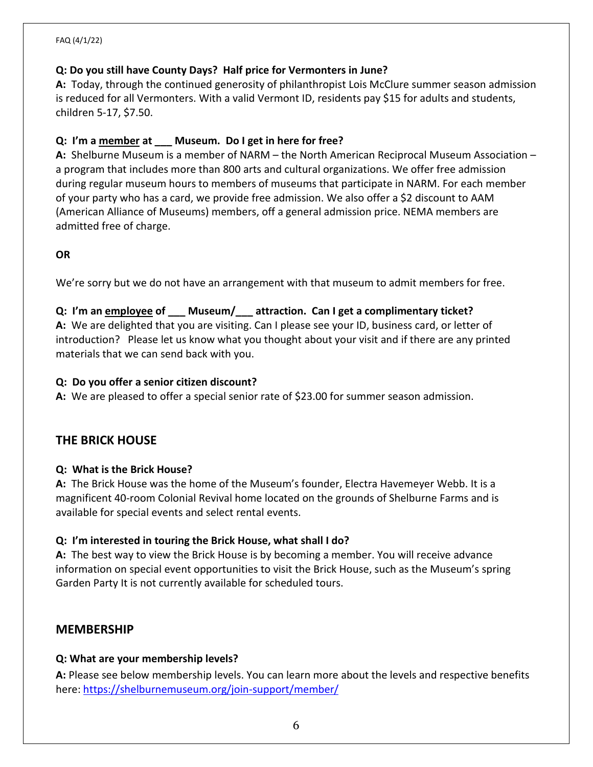**Q: Do you still have County Days? Half price for Vermonters in June?**

**A:** Today, through the continued generosity of philanthropist Lois McClure summer season admission is reduced for all Vermonters. With a valid Vermont ID, residents pay $15 for adults and students, children 5-17, $7.50.

**Q: I'm a <u>member</u> at ___ Museum. Do I get in here for free?**

**A:** Shelburne Museum is a member of NARM – the North American Reciprocal Museum Association – a program that includes more than 800 arts and cultural organizations. We offer free admission during regular museum hours to members of museums that participate in NARM. For each member of your party who has a card, we provide free admission. We also offer a $2 discount to AAM (American Alliance of Museums) members, off a general admission price. NEMA members are admitted free of charge.

**OR**

We're sorry but we do not have an arrangement with that museum to admit members for free.

**Q: I'm an <u>employee</u> of ___ Museum/___ attraction. Can I get a complimentary ticket?**

**A:** We are delighted that you are visiting. Can I please see your ID, business card, or letter of introduction? Please let us know what you thought about your visit and if there are any printed materials that we can send back with you.

**Q: Do you offer a senior citizen discount?**

**A:** We are pleased to offer a special senior rate of $23.00 for summer season admission.

## THE BRICK HOUSE

**Q: What is the Brick House?**

**A:** The Brick House was the home of the Museum's founder, Electra Havemeyer Webb. It is a magnificent 40-room Colonial Revival home located on the grounds of Shelburne Farms and is available for special events and select rental events.

**Q: I'm interested in touring the Brick House, what shall I do?**

**A:** The best way to view the Brick House is by becoming a member. You will receive advance information on special event opportunities to visit the Brick House, such as the Museum's spring Garden Party It is not currently available for scheduled tours.

## MEMBERSHIP

**Q: What are your membership levels?**

**A:** Please see below membership levels. You can learn more about the levels and respective benefits here: https://shelburnemuseum.org/join-support/member/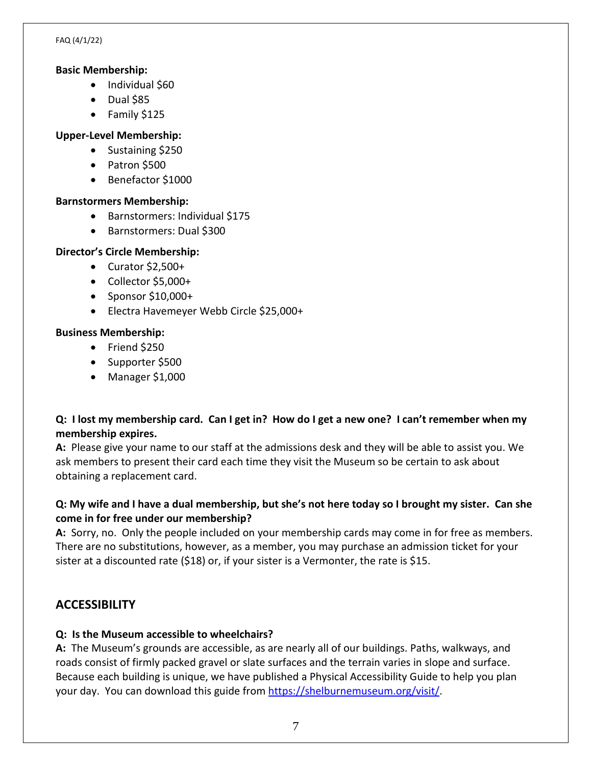**Basic Membership:**

- Individual $60
- Dual $85
- Family $125

**Upper-Level Membership:**

- Sustaining $250
- Patron $500
- Benefactor $1000

**Barnstormers Membership:**

- Barnstormers: Individual $175
- Barnstormers: Dual $300

**Director's Circle Membership:**

- Curator $2,500+
- Collector $5,000+
- Sponsor $10,000+
- Electra Havemeyer Webb Circle $25,000+

**Business Membership:**

- Friend $250
- Supporter $500
- Manager $1,000

**Q: I lost my membership card. Can I get in? How do I get a new one? I can't remember when my membership expires.**

**A:** Please give your name to our staff at the admissions desk and they will be able to assist you. We ask members to present their card each time they visit the Museum so be certain to ask about obtaining a replacement card.

**Q: My wife and I have a dual membership, but she's not here today so I brought my sister. Can she come in for free under our membership?**

**A:** Sorry, no. Only the people included on your membership cards may come in for free as members. There are no substitutions, however, as a member, you may purchase an admission ticket for your sister at a discounted rate ($18) or, if your sister is a Vermonter, the rate is $15.

## ACCESSIBILITY

**Q: Is the Museum accessible to wheelchairs?**

**A:** The Museum's grounds are accessible, as are nearly all of our buildings. Paths, walkways, and roads consist of firmly packed gravel or slate surfaces and the terrain varies in slope and surface. Because each building is unique, we have published a Physical Accessibility Guide to help you plan your day. You can download this guide from https://shelburnemuseum.org/visit/.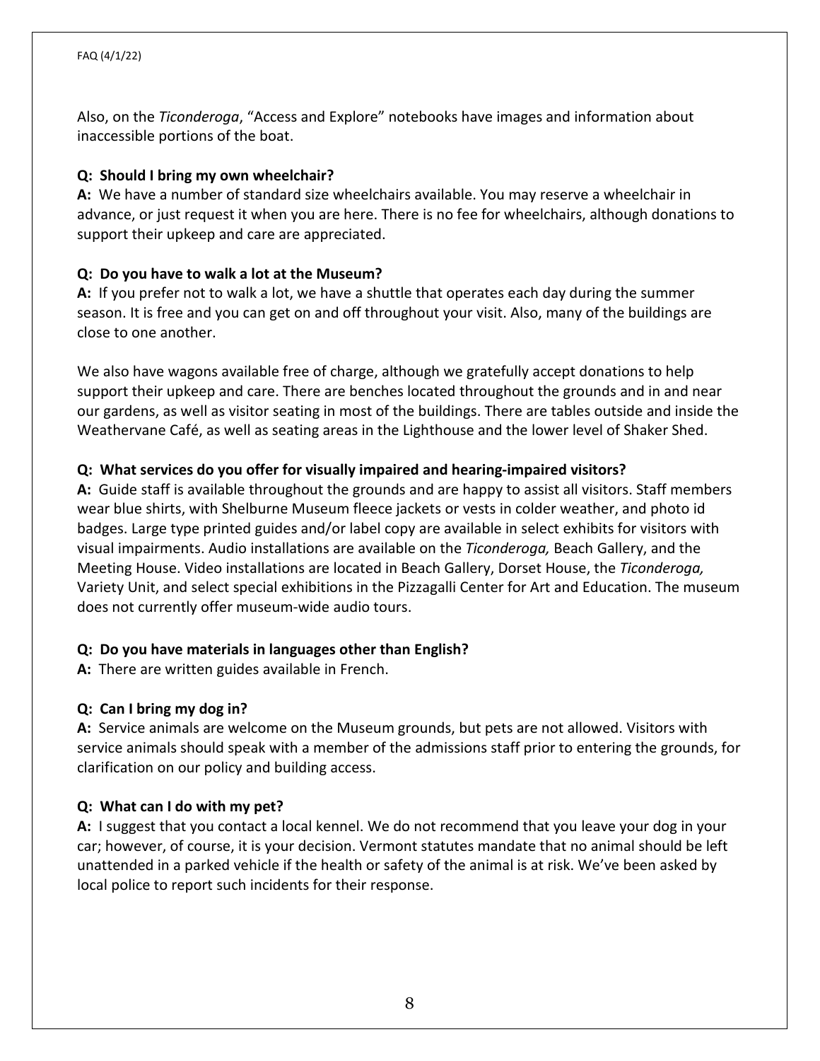Also, on the *Ticonderoga*, "Access and Explore" notebooks have images and information about inaccessible portions of the boat.

**Q: Should I bring my own wheelchair?**
**A:** We have a number of standard size wheelchairs available. You may reserve a wheelchair in advance, or just request it when you are here. There is no fee for wheelchairs, although donations to support their upkeep and care are appreciated.

**Q: Do you have to walk a lot at the Museum?**
**A:** If you prefer not to walk a lot, we have a shuttle that operates each day during the summer season. It is free and you can get on and off throughout your visit. Also, many of the buildings are close to one another.

We also have wagons available free of charge, although we gratefully accept donations to help support their upkeep and care. There are benches located throughout the grounds and in and near our gardens, as well as visitor seating in most of the buildings. There are tables outside and inside the Weathervane Café, as well as seating areas in the Lighthouse and the lower level of Shaker Shed.

**Q: What services do you offer for visually impaired and hearing-impaired visitors?**
**A:** Guide staff is available throughout the grounds and are happy to assist all visitors. Staff members wear blue shirts, with Shelburne Museum fleece jackets or vests in colder weather, and photo id badges. Large type printed guides and/or label copy are available in select exhibits for visitors with visual impairments. Audio installations are available on the *Ticonderoga,* Beach Gallery, and the Meeting House. Video installations are located in Beach Gallery, Dorset House, the *Ticonderoga,* Variety Unit, and select special exhibitions in the Pizzagalli Center for Art and Education. The museum does not currently offer museum-wide audio tours.

**Q: Do you have materials in languages other than English?**
**A:** There are written guides available in French.

**Q: Can I bring my dog in?**
**A:** Service animals are welcome on the Museum grounds, but pets are not allowed. Visitors with service animals should speak with a member of the admissions staff prior to entering the grounds, for clarification on our policy and building access.

**Q: What can I do with my pet?**
**A:** I suggest that you contact a local kennel. We do not recommend that you leave your dog in your car; however, of course, it is your decision. Vermont statutes mandate that no animal should be left unattended in a parked vehicle if the health or safety of the animal is at risk. We've been asked by local police to report such incidents for their response.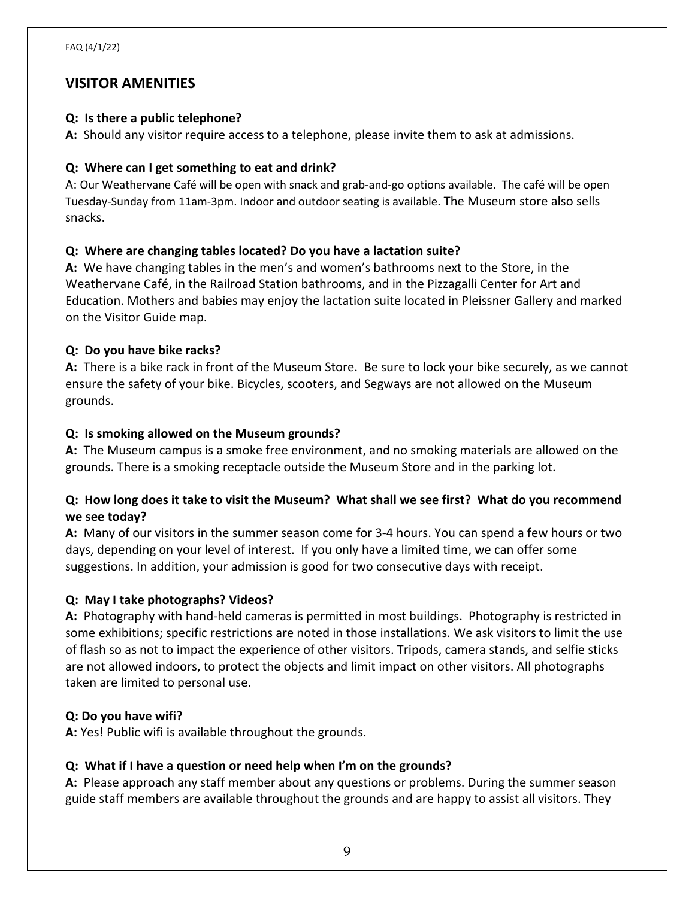## VISITOR AMENITIES

**Q: Is there a public telephone?**
**A:** Should any visitor require access to a telephone, please invite them to ask at admissions.

**Q: Where can I get something to eat and drink?**
A: Our Weathervane Café will be open with snack and grab-and-go options available. The café will be open Tuesday-Sunday from 11am-3pm. Indoor and outdoor seating is available. The Museum store also sells snacks.

**Q: Where are changing tables located? Do you have a lactation suite?**
**A:** We have changing tables in the men's and women's bathrooms next to the Store, in the Weathervane Café, in the Railroad Station bathrooms, and in the Pizzagalli Center for Art and Education. Mothers and babies may enjoy the lactation suite located in Pleissner Gallery and marked on the Visitor Guide map.

**Q: Do you have bike racks?**
**A:** There is a bike rack in front of the Museum Store. Be sure to lock your bike securely, as we cannot ensure the safety of your bike. Bicycles, scooters, and Segways are not allowed on the Museum grounds.

**Q: Is smoking allowed on the Museum grounds?**
**A:** The Museum campus is a smoke free environment, and no smoking materials are allowed on the grounds. There is a smoking receptacle outside the Museum Store and in the parking lot.

**Q: How long does it take to visit the Museum? What shall we see first? What do you recommend we see today?**
**A:** Many of our visitors in the summer season come for 3-4 hours. You can spend a few hours or two days, depending on your level of interest. If you only have a limited time, we can offer some suggestions. In addition, your admission is good for two consecutive days with receipt.

**Q: May I take photographs? Videos?**
**A:** Photography with hand-held cameras is permitted in most buildings. Photography is restricted in some exhibitions; specific restrictions are noted in those installations. We ask visitors to limit the use of flash so as not to impact the experience of other visitors. Tripods, camera stands, and selfie sticks are not allowed indoors, to protect the objects and limit impact on other visitors. All photographs taken are limited to personal use.

**Q: Do you have wifi?**
**A:** Yes! Public wifi is available throughout the grounds.

**Q: What if I have a question or need help when I'm on the grounds?**
**A:** Please approach any staff member about any questions or problems. During the summer season guide staff members are available throughout the grounds and are happy to assist all visitors. They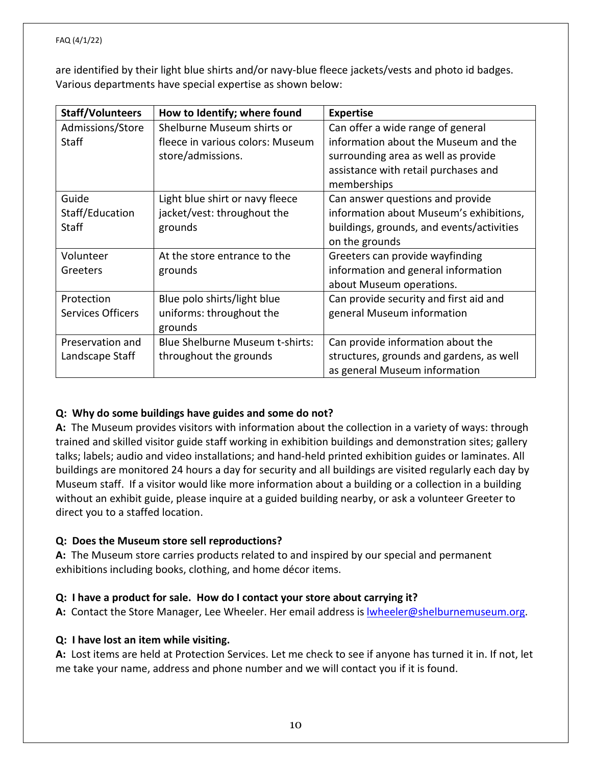are identified by their light blue shirts and/or navy-blue fleece jackets/vests and photo id badges. Various departments have special expertise as shown below:

| Staff/Volunteers | How to Identify; where found | Expertise |
| --- | --- | --- |
| Admissions/Store Staff | Shelburne Museum shirts or fleece in various colors: Museum store/admissions. | Can offer a wide range of general information about the Museum and the surrounding area as well as provide assistance with retail purchases and memberships |
| Guide Staff/Education Staff | Light blue shirt or navy fleece jacket/vest: throughout the grounds | Can answer questions and provide information about Museum's exhibitions, buildings, grounds, and events/activities on the grounds |
| Volunteer Greeters | At the store entrance to the grounds | Greeters can provide wayfinding information and general information about Museum operations. |
| Protection Services Officers | Blue polo shirts/light blue uniforms: throughout the grounds | Can provide security and first aid and general Museum information |
| Preservation and Landscape Staff | Blue Shelburne Museum t-shirts: throughout the grounds | Can provide information about the structures, grounds and gardens, as well as general Museum information |

**Q: Why do some buildings have guides and some do not?**
**A:** The Museum provides visitors with information about the collection in a variety of ways: through trained and skilled visitor guide staff working in exhibition buildings and demonstration sites; gallery talks; labels; audio and video installations; and hand-held printed exhibition guides or laminates. All buildings are monitored 24 hours a day for security and all buildings are visited regularly each day by Museum staff. If a visitor would like more information about a building or a collection in a building without an exhibit guide, please inquire at a guided building nearby, or ask a volunteer Greeter to direct you to a staffed location.

**Q: Does the Museum store sell reproductions?**
**A:** The Museum store carries products related to and inspired by our special and permanent exhibitions including books, clothing, and home décor items.

**Q: I have a product for sale. How do I contact your store about carrying it?**
**A:** Contact the Store Manager, Lee Wheeler. Her email address is lwheeler@shelburnemuseum.org.

**Q: I have lost an item while visiting.**
**A:** Lost items are held at Protection Services. Let me check to see if anyone has turned it in. If not, let me take your name, address and phone number and we will contact you if it is found.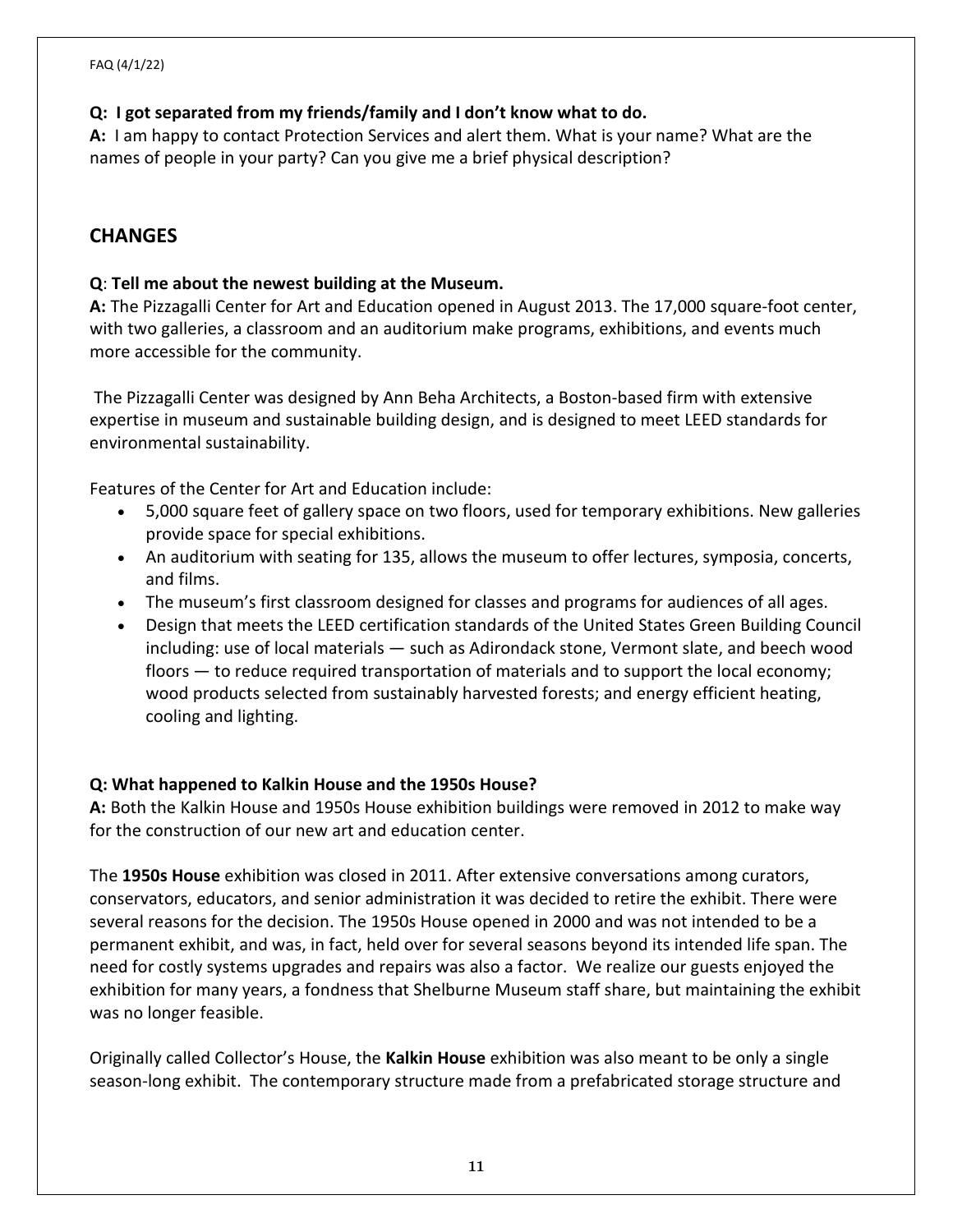**Q: I got separated from my friends/family and I don't know what to do.**
**A:** I am happy to contact Protection Services and alert them. What is your name? What are the names of people in your party? Can you give me a brief physical description?

## CHANGES

**Q**: **Tell me about the newest building at the Museum.**
**A:** The Pizzagalli Center for Art and Education opened in August 2013. The 17,000 square-foot center, with two galleries, a classroom and an auditorium make programs, exhibitions, and events much more accessible for the community.

The Pizzagalli Center was designed by Ann Beha Architects, a Boston-based firm with extensive expertise in museum and sustainable building design, and is designed to meet LEED standards for environmental sustainability.

Features of the Center for Art and Education include:

- 5,000 square feet of gallery space on two floors, used for temporary exhibitions. New galleries provide space for special exhibitions.
- An auditorium with seating for 135, allows the museum to offer lectures, symposia, concerts, and films.
- The museum's first classroom designed for classes and programs for audiences of all ages.
- Design that meets the LEED certification standards of the United States Green Building Council including: use of local materials — such as Adirondack stone, Vermont slate, and beech wood floors — to reduce required transportation of materials and to support the local economy; wood products selected from sustainably harvested forests; and energy efficient heating, cooling and lighting.

**Q: What happened to Kalkin House and the 1950s House?**
**A:** Both the Kalkin House and 1950s House exhibition buildings were removed in 2012 to make way for the construction of our new art and education center.

The **1950s House** exhibition was closed in 2011. After extensive conversations among curators, conservators, educators, and senior administration it was decided to retire the exhibit. There were several reasons for the decision. The 1950s House opened in 2000 and was not intended to be a permanent exhibit, and was, in fact, held over for several seasons beyond its intended life span. The need for costly systems upgrades and repairs was also a factor. We realize our guests enjoyed the exhibition for many years, a fondness that Shelburne Museum staff share, but maintaining the exhibit was no longer feasible.

Originally called Collector's House, the **Kalkin House** exhibition was also meant to be only a single season-long exhibit. The contemporary structure made from a prefabricated storage structure and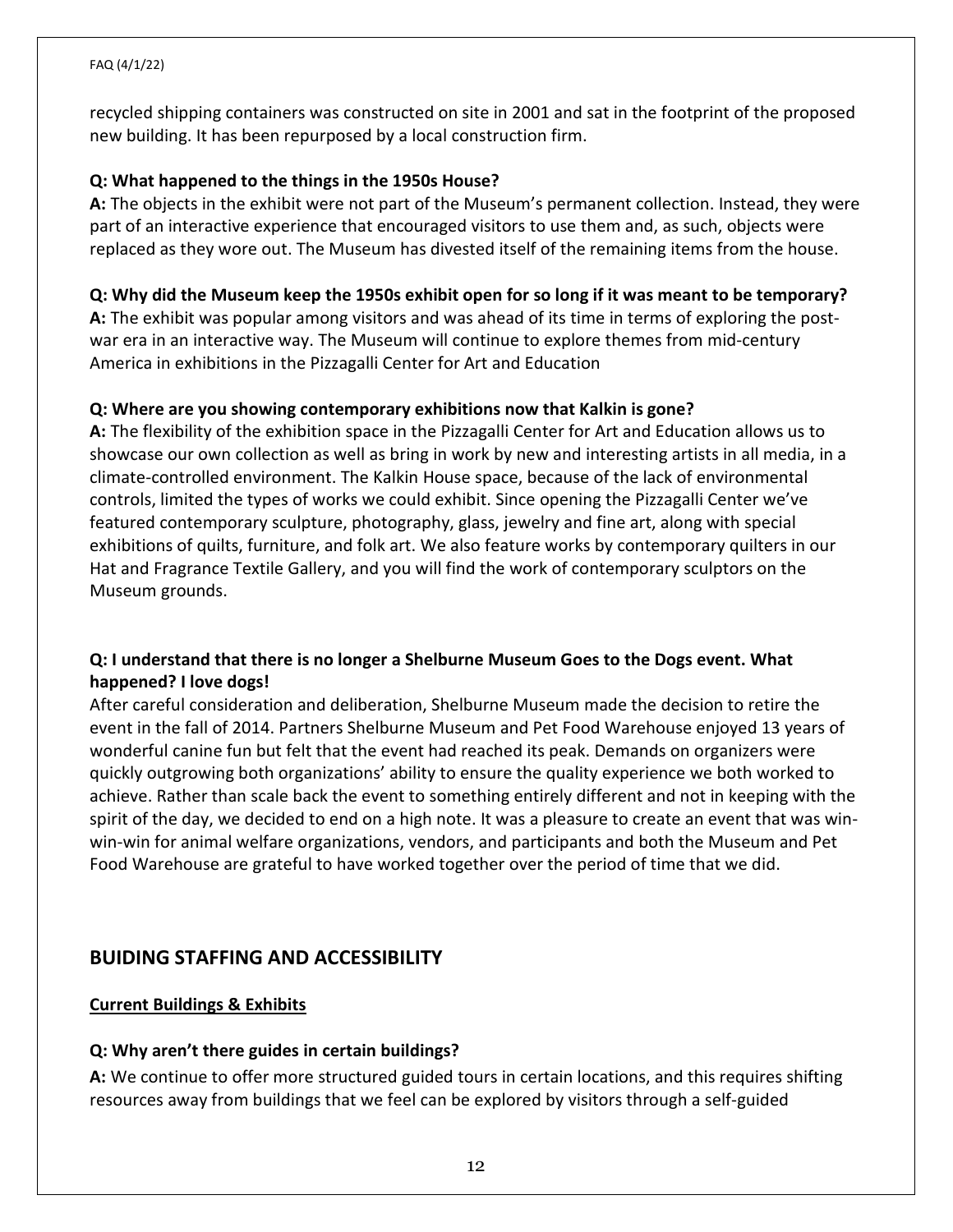recycled shipping containers was constructed on site in 2001 and sat in the footprint of the proposed new building. It has been repurposed by a local construction firm.

**Q: What happened to the things in the 1950s House?**

**A:** The objects in the exhibit were not part of the Museum's permanent collection. Instead, they were part of an interactive experience that encouraged visitors to use them and, as such, objects were replaced as they wore out. The Museum has divested itself of the remaining items from the house.

**Q: Why did the Museum keep the 1950s exhibit open for so long if it was meant to be temporary?**

**A:** The exhibit was popular among visitors and was ahead of its time in terms of exploring the post-war era in an interactive way. The Museum will continue to explore themes from mid-century America in exhibitions in the Pizzagalli Center for Art and Education

**Q: Where are you showing contemporary exhibitions now that Kalkin is gone?**

**A:** The flexibility of the exhibition space in the Pizzagalli Center for Art and Education allows us to showcase our own collection as well as bring in work by new and interesting artists in all media, in a climate-controlled environment. The Kalkin House space, because of the lack of environmental controls, limited the types of works we could exhibit. Since opening the Pizzagalli Center we've featured contemporary sculpture, photography, glass, jewelry and fine art, along with special exhibitions of quilts, furniture, and folk art. We also feature works by contemporary quilters in our Hat and Fragrance Textile Gallery, and you will find the work of contemporary sculptors on the Museum grounds.

**Q: I understand that there is no longer a Shelburne Museum Goes to the Dogs event. What happened? I love dogs!**

After careful consideration and deliberation, Shelburne Museum made the decision to retire the event in the fall of 2014. Partners Shelburne Museum and Pet Food Warehouse enjoyed 13 years of wonderful canine fun but felt that the event had reached its peak. Demands on organizers were quickly outgrowing both organizations' ability to ensure the quality experience we both worked to achieve. Rather than scale back the event to something entirely different and not in keeping with the spirit of the day, we decided to end on a high note. It was a pleasure to create an event that was win-win-win for animal welfare organizations, vendors, and participants and both the Museum and Pet Food Warehouse are grateful to have worked together over the period of time that we did.

## BUIDING STAFFING AND ACCESSIBILITY

### Current Buildings & Exhibits

**Q: Why aren't there guides in certain buildings?**

**A:** We continue to offer more structured guided tours in certain locations, and this requires shifting resources away from buildings that we feel can be explored by visitors through a self-guided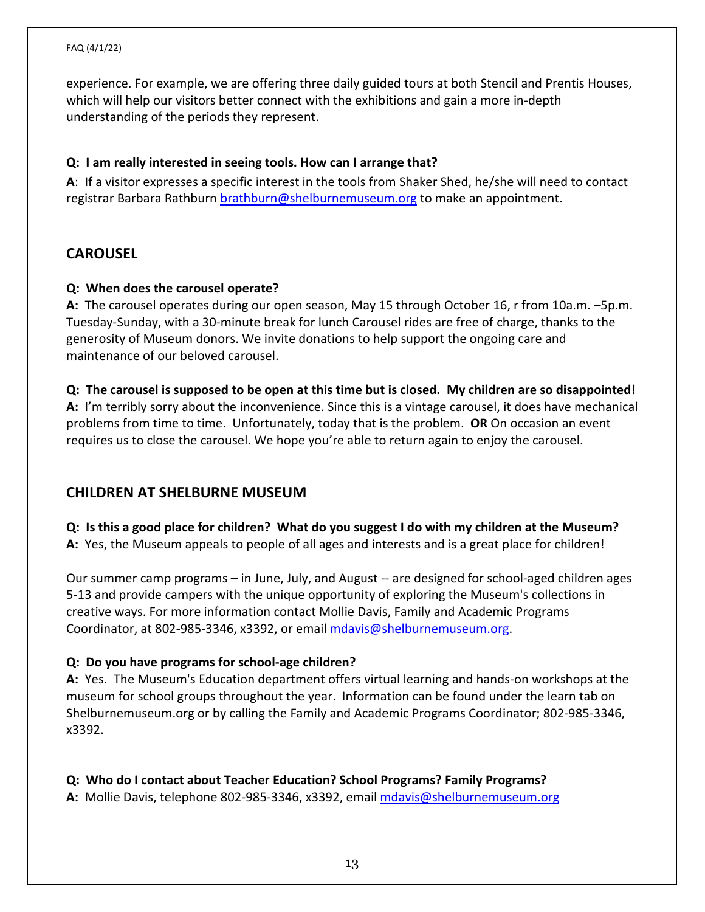experience. For example, we are offering three daily guided tours at both Stencil and Prentis Houses, which will help our visitors better connect with the exhibitions and gain a more in-depth understanding of the periods they represent.

**Q: I am really interested in seeing tools. How can I arrange that?**

**A**: If a visitor expresses a specific interest in the tools from Shaker Shed, he/she will need to contact registrar Barbara Rathburn brathburn@shelburnemuseum.org to make an appointment.

## CAROUSEL

**Q: When does the carousel operate?**

**A:** The carousel operates during our open season, May 15 through October 16, r from 10a.m. –5p.m. Tuesday-Sunday, with a 30-minute break for lunch Carousel rides are free of charge, thanks to the generosity of Museum donors. We invite donations to help support the ongoing care and maintenance of our beloved carousel.

**Q: The carousel is supposed to be open at this time but is closed. My children are so disappointed!**

**A:** I'm terribly sorry about the inconvenience. Since this is a vintage carousel, it does have mechanical problems from time to time. Unfortunately, today that is the problem. **OR** On occasion an event requires us to close the carousel. We hope you're able to return again to enjoy the carousel.

## CHILDREN AT SHELBURNE MUSEUM

**Q: Is this a good place for children? What do you suggest I do with my children at the Museum?**

**A:** Yes, the Museum appeals to people of all ages and interests and is a great place for children!

Our summer camp programs – in June, July, and August -- are designed for school-aged children ages 5-13 and provide campers with the unique opportunity of exploring the Museum's collections in creative ways. For more information contact Mollie Davis, Family and Academic Programs Coordinator, at 802-985-3346, x3392, or email mdavis@shelburnemuseum.org.

**Q: Do you have programs for school-age children?**

**A:** Yes. The Museum's Education department offers virtual learning and hands-on workshops at the museum for school groups throughout the year. Information can be found under the learn tab on Shelburnemuseum.org or by calling the Family and Academic Programs Coordinator; 802-985-3346, x3392.

**Q: Who do I contact about Teacher Education? School Programs? Family Programs?**

**A:** Mollie Davis, telephone 802-985-3346, x3392, email mdavis@shelburnemuseum.org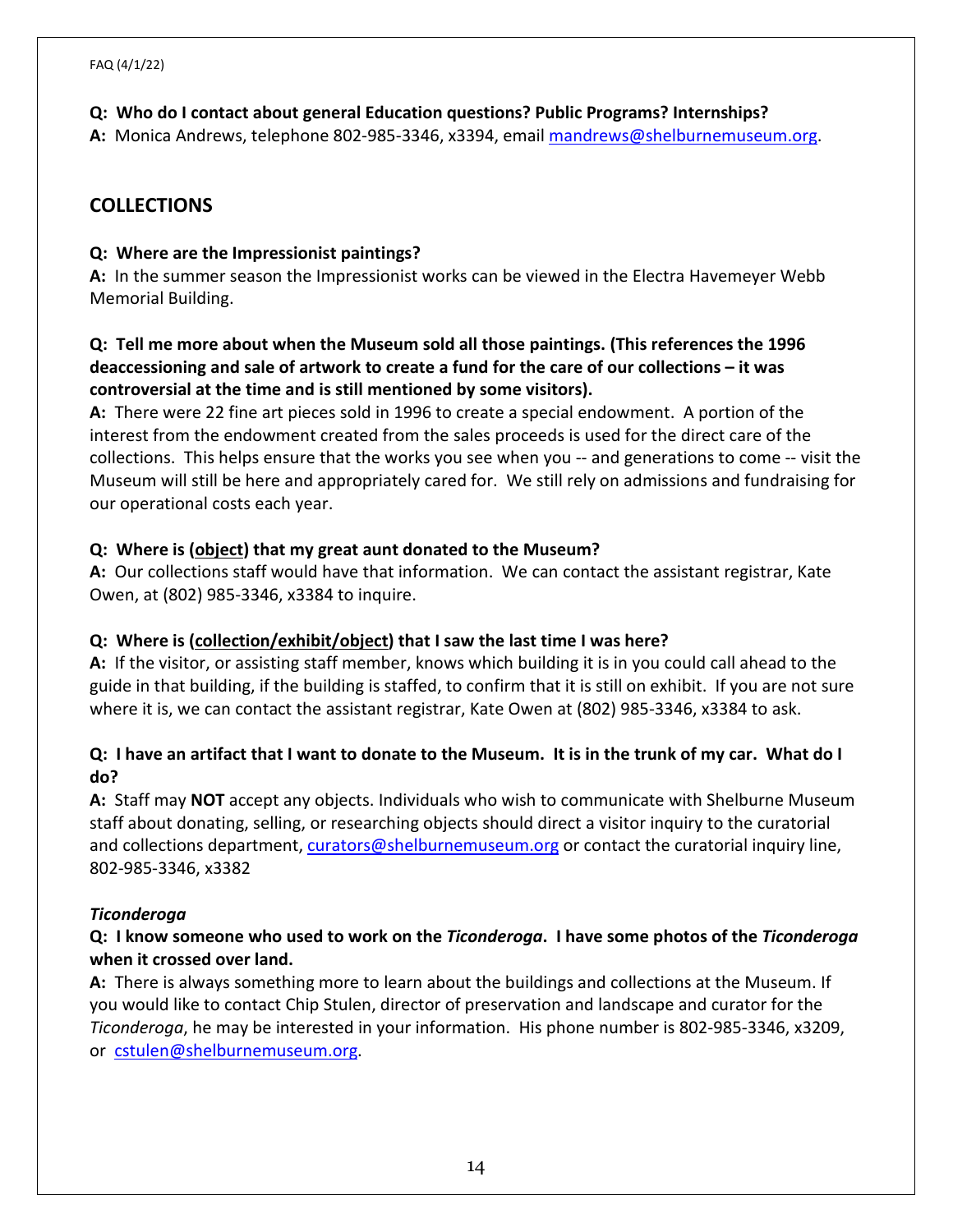**Q: Who do I contact about general Education questions? Public Programs? Internships?**
**A:** Monica Andrews, telephone 802-985-3346, x3394, email mandrews@shelburnemuseum.org.

## COLLECTIONS

**Q: Where are the Impressionist paintings?**
**A:** In the summer season the Impressionist works can be viewed in the Electra Havemeyer Webb Memorial Building.

**Q: Tell me more about when the Museum sold all those paintings. (This references the 1996 deaccessioning and sale of artwork to create a fund for the care of our collections – it was controversial at the time and is still mentioned by some visitors).**
**A:** There were 22 fine art pieces sold in 1996 to create a special endowment. A portion of the interest from the endowment created from the sales proceeds is used for the direct care of the collections. This helps ensure that the works you see when you -- and generations to come -- visit the Museum will still be here and appropriately cared for. We still rely on admissions and fundraising for our operational costs each year.

**Q: Where is (<u>object</u>) that my great aunt donated to the Museum?**
**A:** Our collections staff would have that information. We can contact the assistant registrar, Kate Owen, at (802) 985-3346, x3384 to inquire.

**Q: Where is (<u>collection/exhibit/object</u>) that I saw the last time I was here?**
**A:** If the visitor, or assisting staff member, knows which building it is in you could call ahead to the guide in that building, if the building is staffed, to confirm that it is still on exhibit. If you are not sure where it is, we can contact the assistant registrar, Kate Owen at (802) 985-3346, x3384 to ask.

**Q: I have an artifact that I want to donate to the Museum. It is in the trunk of my car. What do I do?**
**A:** Staff may **NOT** accept any objects. Individuals who wish to communicate with Shelburne Museum staff about donating, selling, or researching objects should direct a visitor inquiry to the curatorial and collections department, curators@shelburnemuseum.org or contact the curatorial inquiry line, 802-985-3346, x3382

***Ticonderoga***

**Q: I know someone who used to work on the *Ticonderoga*. I have some photos of the *Ticonderoga* when it crossed over land.**
**A:** There is always something more to learn about the buildings and collections at the Museum. If you would like to contact Chip Stulen, director of preservation and landscape and curator for the *Ticonderoga*, he may be interested in your information. His phone number is 802-985-3346, x3209, or cstulen@shelburnemuseum.org.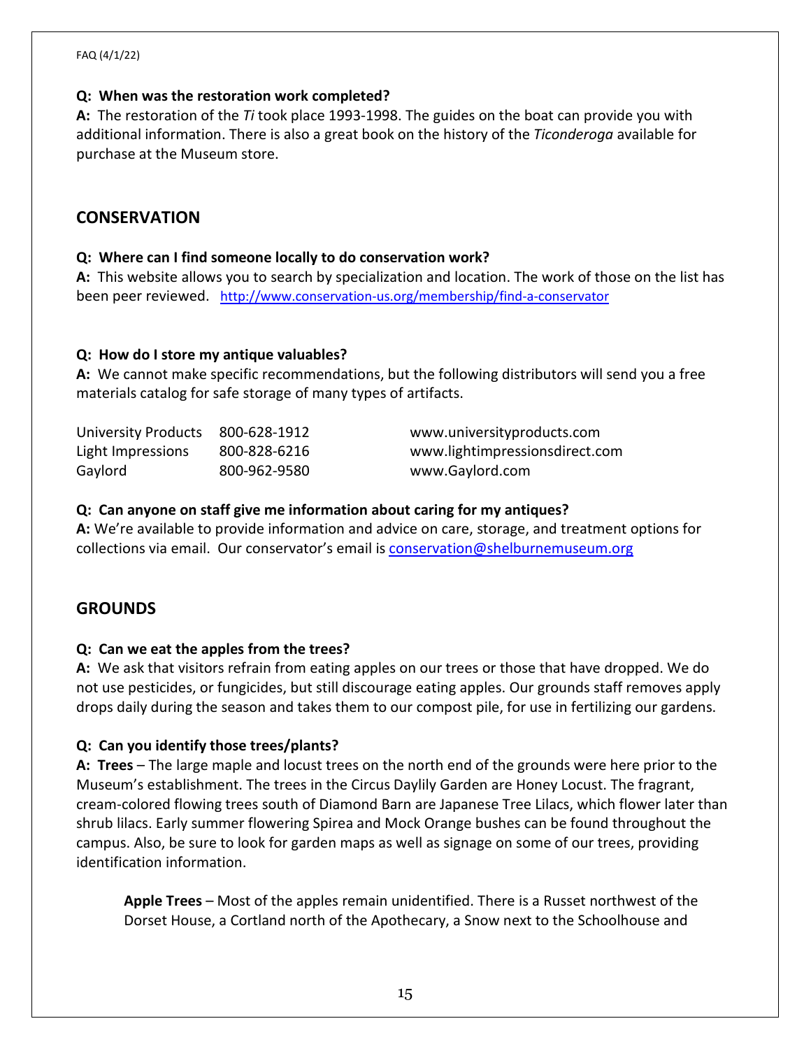**Q: When was the restoration work completed?**
**A:** The restoration of the *Ti* took place 1993-1998. The guides on the boat can provide you with additional information. There is also a great book on the history of the *Ticonderoga* available for purchase at the Museum store.

## CONSERVATION

**Q: Where can I find someone locally to do conservation work?**
**A:** This website allows you to search by specialization and location. The work of those on the list has been peer reviewed. [http://www.conservation-us.org/membership/find-a-conservator](http://www.conservation-us.org/membership/find-a-conservator)

**Q: How do I store my antique valuables?**
**A:** We cannot make specific recommendations, but the following distributors will send you a free materials catalog for safe storage of many types of artifacts.

| | | |
|---|---|---|
| University Products | 800-628-1912 | www.universityproducts.com |
| Light Impressions | 800-828-6216 | www.lightimpressionsdirect.com |
| Gaylord | 800-962-9580 | www.Gaylord.com |

**Q: Can anyone on staff give me information about caring for my antiques?**
**A:** We're available to provide information and advice on care, storage, and treatment options for collections via email. Our conservator's email is [conservation@shelburnemuseum.org](mailto:conservation@shelburnemuseum.org)

## GROUNDS

**Q: Can we eat the apples from the trees?**
**A:** We ask that visitors refrain from eating apples on our trees or those that have dropped. We do not use pesticides, or fungicides, but still discourage eating apples. Our grounds staff removes apply drops daily during the season and takes them to our compost pile, for use in fertilizing our gardens.

**Q: Can you identify those trees/plants?**
**A: Trees** – The large maple and locust trees on the north end of the grounds were here prior to the Museum's establishment. The trees in the Circus Daylily Garden are Honey Locust. The fragrant, cream-colored flowing trees south of Diamond Barn are Japanese Tree Lilacs, which flower later than shrub lilacs. Early summer flowering Spirea and Mock Orange bushes can be found throughout the campus. Also, be sure to look for garden maps as well as signage on some of our trees, providing identification information.

> **Apple Trees** – Most of the apples remain unidentified. There is a Russet northwest of the Dorset House, a Cortland north of the Apothecary, a Snow next to the Schoolhouse and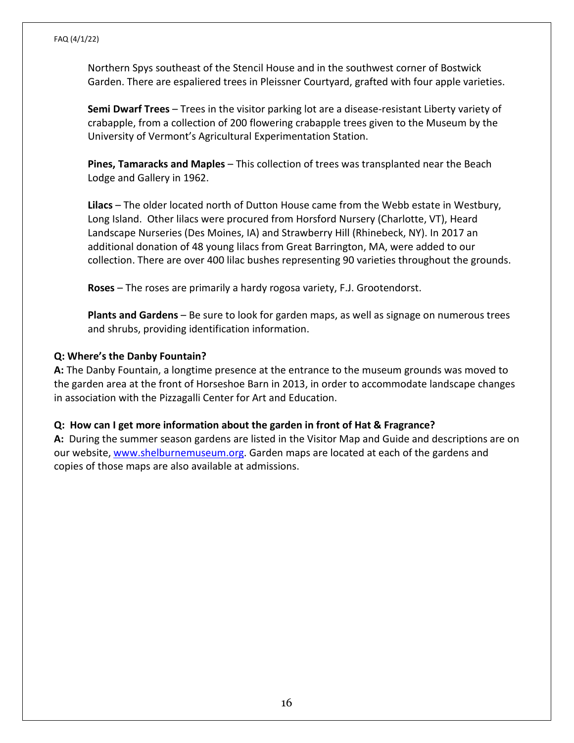Northern Spys southeast of the Stencil House and in the southwest corner of Bostwick Garden. There are espaliered trees in Pleissner Courtyard, grafted with four apple varieties.

**Semi Dwarf Trees** – Trees in the visitor parking lot are a disease-resistant Liberty variety of crabapple, from a collection of 200 flowering crabapple trees given to the Museum by the University of Vermont's Agricultural Experimentation Station.

**Pines, Tamaracks and Maples** – This collection of trees was transplanted near the Beach Lodge and Gallery in 1962.

**Lilacs** – The older located north of Dutton House came from the Webb estate in Westbury, Long Island. Other lilacs were procured from Horsford Nursery (Charlotte, VT), Heard Landscape Nurseries (Des Moines, IA) and Strawberry Hill (Rhinebeck, NY). In 2017 an additional donation of 48 young lilacs from Great Barrington, MA, were added to our collection. There are over 400 lilac bushes representing 90 varieties throughout the grounds.

**Roses** – The roses are primarily a hardy rogosa variety, F.J. Grootendorst.

**Plants and Gardens** – Be sure to look for garden maps, as well as signage on numerous trees and shrubs, providing identification information.

**Q: Where's the Danby Fountain?**
**A:** The Danby Fountain, a longtime presence at the entrance to the museum grounds was moved to the garden area at the front of Horseshoe Barn in 2013, in order to accommodate landscape changes in association with the Pizzagalli Center for Art and Education.

**Q: How can I get more information about the garden in front of Hat & Fragrance?**
**A:** During the summer season gardens are listed in the Visitor Map and Guide and descriptions are on our website, [www.shelburnemuseum.org](http://www.shelburnemuseum.org). Garden maps are located at each of the gardens and copies of those maps are also available at admissions.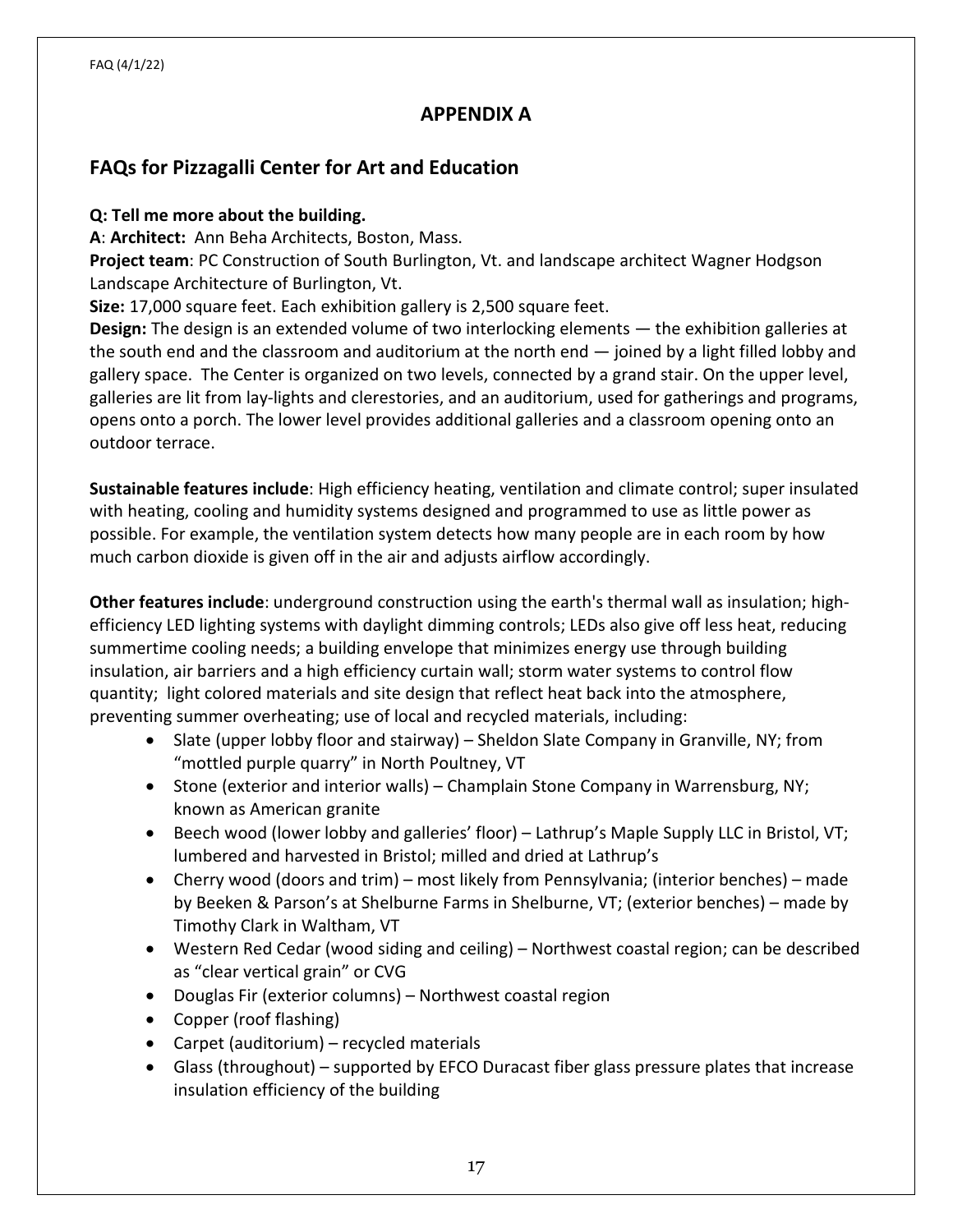## APPENDIX A

## FAQs for Pizzagalli Center for Art and Education

**Q: Tell me more about the building.**

**A**: **Architect:** Ann Beha Architects, Boston, Mass.

**Project team**: PC Construction of South Burlington, Vt. and landscape architect Wagner Hodgson Landscape Architecture of Burlington, Vt.

**Size:** 17,000 square feet. Each exhibition gallery is 2,500 square feet.

**Design:** The design is an extended volume of two interlocking elements — the exhibition galleries at the south end and the classroom and auditorium at the north end — joined by a light filled lobby and gallery space. The Center is organized on two levels, connected by a grand stair. On the upper level, galleries are lit from lay-lights and clerestories, and an auditorium, used for gatherings and programs, opens onto a porch. The lower level provides additional galleries and a classroom opening onto an outdoor terrace.

**Sustainable features include**: High efficiency heating, ventilation and climate control; super insulated with heating, cooling and humidity systems designed and programmed to use as little power as possible. For example, the ventilation system detects how many people are in each room by how much carbon dioxide is given off in the air and adjusts airflow accordingly.

**Other features include**: underground construction using the earth's thermal wall as insulation; high-efficiency LED lighting systems with daylight dimming controls; LEDs also give off less heat, reducing summertime cooling needs; a building envelope that minimizes energy use through building insulation, air barriers and a high efficiency curtain wall; storm water systems to control flow quantity; light colored materials and site design that reflect heat back into the atmosphere, preventing summer overheating; use of local and recycled materials, including:

- Slate (upper lobby floor and stairway) – Sheldon Slate Company in Granville, NY; from "mottled purple quarry" in North Poultney, VT
- Stone (exterior and interior walls) – Champlain Stone Company in Warrensburg, NY; known as American granite
- Beech wood (lower lobby and galleries' floor) – Lathrup's Maple Supply LLC in Bristol, VT; lumbered and harvested in Bristol; milled and dried at Lathrup's
- Cherry wood (doors and trim) – most likely from Pennsylvania; (interior benches) – made by Beeken & Parson's at Shelburne Farms in Shelburne, VT; (exterior benches) – made by Timothy Clark in Waltham, VT
- Western Red Cedar (wood siding and ceiling) – Northwest coastal region; can be described as "clear vertical grain" or CVG
- Douglas Fir (exterior columns) – Northwest coastal region
- Copper (roof flashing)
- Carpet (auditorium) – recycled materials
- Glass (throughout) – supported by EFCO Duracast fiber glass pressure plates that increase insulation efficiency of the building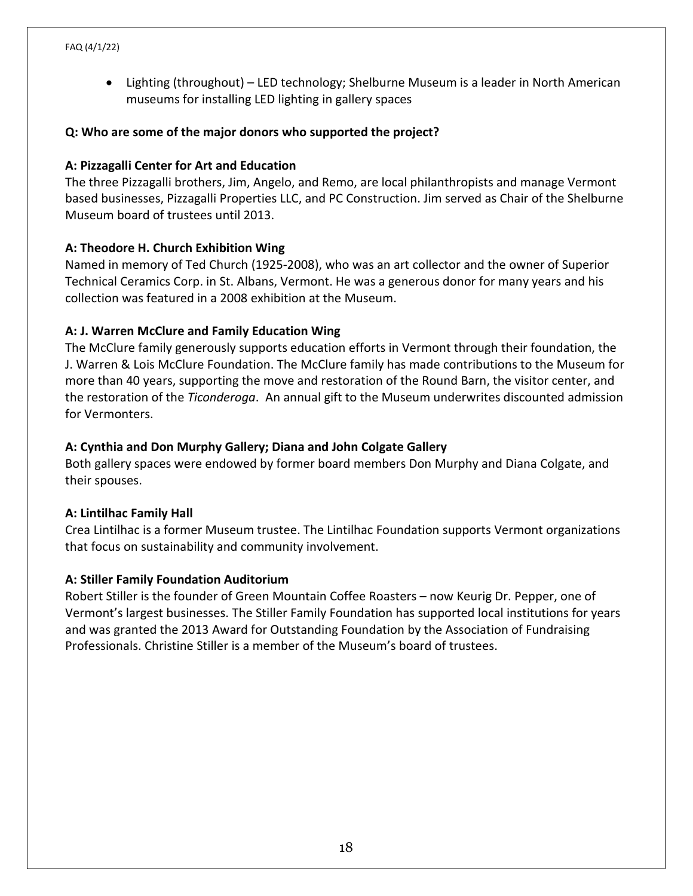- Lighting (throughout) – LED technology; Shelburne Museum is a leader in North American museums for installing LED lighting in gallery spaces

**Q: Who are some of the major donors who supported the project?**

**A: Pizzagalli Center for Art and Education**

The three Pizzagalli brothers, Jim, Angelo, and Remo, are local philanthropists and manage Vermont based businesses, Pizzagalli Properties LLC, and PC Construction. Jim served as Chair of the Shelburne Museum board of trustees until 2013.

**A: Theodore H. Church Exhibition Wing**

Named in memory of Ted Church (1925-2008), who was an art collector and the owner of Superior Technical Ceramics Corp. in St. Albans, Vermont. He was a generous donor for many years and his collection was featured in a 2008 exhibition at the Museum.

**A: J. Warren McClure and Family Education Wing**

The McClure family generously supports education efforts in Vermont through their foundation, the J. Warren & Lois McClure Foundation. The McClure family has made contributions to the Museum for more than 40 years, supporting the move and restoration of the Round Barn, the visitor center, and the restoration of the *Ticonderoga*. An annual gift to the Museum underwrites discounted admission for Vermonters.

**A: Cynthia and Don Murphy Gallery; Diana and John Colgate Gallery**

Both gallery spaces were endowed by former board members Don Murphy and Diana Colgate, and their spouses.

**A: Lintilhac Family Hall**

Crea Lintilhac is a former Museum trustee. The Lintilhac Foundation supports Vermont organizations that focus on sustainability and community involvement.

**A: Stiller Family Foundation Auditorium**

Robert Stiller is the founder of Green Mountain Coffee Roasters – now Keurig Dr. Pepper, one of Vermont's largest businesses. The Stiller Family Foundation has supported local institutions for years and was granted the 2013 Award for Outstanding Foundation by the Association of Fundraising Professionals. Christine Stiller is a member of the Museum's board of trustees.